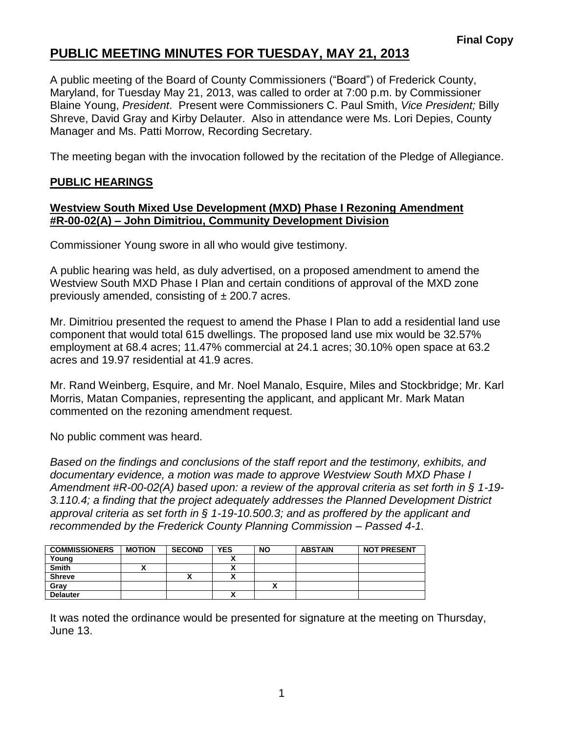**Final Copy**

# PUBLIC MEETING MINUTES FOR TUESDAY, MAY 21, 2013

A public meeting of the Board of County Commissioners ("Board") of Frederick County, Maryland, for Tuesday May 21, 2013, was called to order at 7:00 p.m. by Commissioner Blaine Young, *President*. Present were Commissioners C. Paul Smith, *Vice President;* Billy Shreve, David Gray and Kirby Delauter. Also in attendance were Ms. Lori Depies, County Manager and Ms. Patti Morrow, Recording Secretary.

The meeting began with the invocation followed by the recitation of the Pledge of Allegiance.

## PUBLIC HEARINGS

### Westview South Mixed Use Development (MXD) Phase I Rezoning Amendment #R-00-02(A) – John Dimitriou, Community Development Division

Commissioner Young swore in all who would give testimony.

A public hearing was held, as duly advertised, on a proposed amendment to amend the Westview South MXD Phase I Plan and certain conditions of approval of the MXD zone previously amended, consisting of ± 200.7 acres.

Mr. Dimitriou presented the request to amend the Phase I Plan to add a residential land use component that would total 615 dwellings. The proposed land use mix would be 32.57% employment at 68.4 acres; 11.47% commercial at 24.1 acres; 30.10% open space at 63.2 acres and 19.97 residential at 41.9 acres.

Mr. Rand Weinberg, Esquire, and Mr. Noel Manalo, Esquire, Miles and Stockbridge; Mr. Karl Morris, Matan Companies, representing the applicant, and applicant Mr. Mark Matan commented on the rezoning amendment request.

No public comment was heard.

*Based on the findings and conclusions of the staff report and the testimony, exhibits, and documentary evidence, a motion was made to approve Westview South MXD Phase I Amendment #R-00-02(A) based upon: a review of the approval criteria as set forth in § 1-19-3.110.4; a finding that the project adequately addresses the Planned Development District approval criteria as set forth in § 1-19-10.500.3; and as proffered by the applicant and recommended by the Frederick County Planning Commission – Passed 4-1.*

| COMMISSIONERS | MOTION | SECOND | YES | NO | ABSTAIN | NOT PRESENT |
|---|---|---|---|---|---|---|
| Young | | | X | | | |
| Smith | X | | X | | | |
| Shreve | | X | X | | | |
| Gray | | | | X | | |
| Delauter | | | X | | | |

It was noted the ordinance would be presented for signature at the meeting on Thursday, June 13.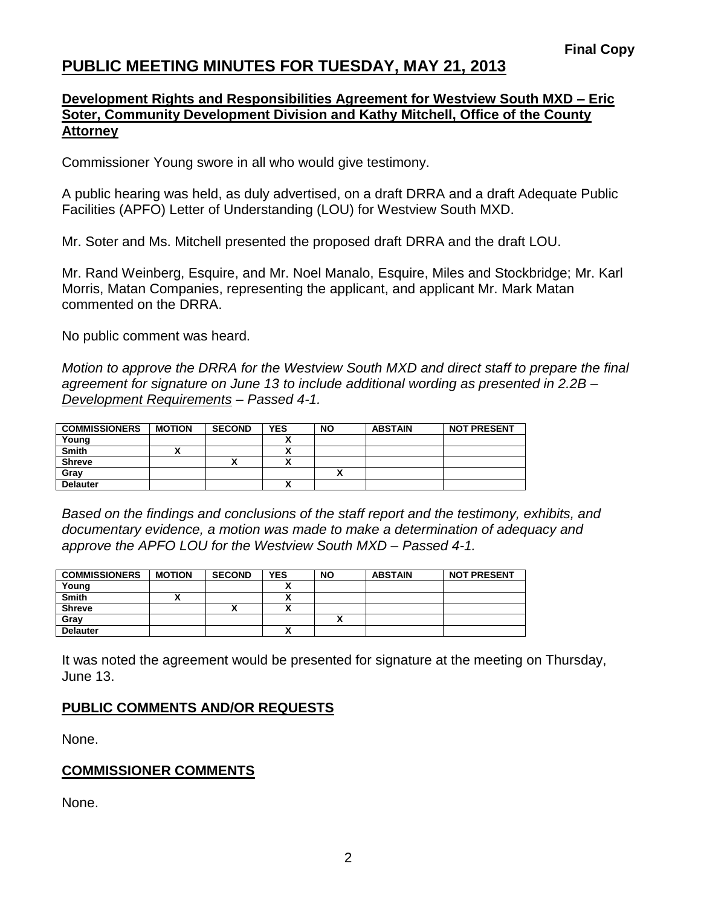Final Copy

# PUBLIC MEETING MINUTES FOR TUESDAY, MAY 21, 2013

## Development Rights and Responsibilities Agreement for Westview South MXD – Eric Soter, Community Development Division and Kathy Mitchell, Office of the County Attorney

Commissioner Young swore in all who would give testimony.

A public hearing was held, as duly advertised, on a draft DRRA and a draft Adequate Public Facilities (APFO) Letter of Understanding (LOU) for Westview South MXD.

Mr. Soter and Ms. Mitchell presented the proposed draft DRRA and the draft LOU.

Mr. Rand Weinberg, Esquire, and Mr. Noel Manalo, Esquire, Miles and Stockbridge; Mr. Karl Morris, Matan Companies, representing the applicant, and applicant Mr. Mark Matan commented on the DRRA.

No public comment was heard.

*Motion to approve the DRRA for the Westview South MXD and direct staff to prepare the final agreement for signature on June 13 to include additional wording as presented in 2.2B – Development Requirements – Passed 4-1.*

| COMMISSIONERS | MOTION | SECOND | YES | NO | ABSTAIN | NOT PRESENT |
|---|---|---|---|---|---|---|
| Young | | | X | | | |
| Smith | X | | X | | | |
| Shreve | | X | X | | | |
| Gray | | | | X | | |
| Delauter | | | X | | | |

*Based on the findings and conclusions of the staff report and the testimony, exhibits, and documentary evidence, a motion was made to make a determination of adequacy and approve the APFO LOU for the Westview South MXD – Passed 4-1.*

| COMMISSIONERS | MOTION | SECOND | YES | NO | ABSTAIN | NOT PRESENT |
|---|---|---|---|---|---|---|
| Young | | | X | | | |
| Smith | X | | X | | | |
| Shreve | | X | X | | | |
| Gray | | | | X | | |
| Delauter | | | X | | | |

It was noted the agreement would be presented for signature at the meeting on Thursday, June 13.

## PUBLIC COMMENTS AND/OR REQUESTS

None.

## COMMISSIONER COMMENTS

None.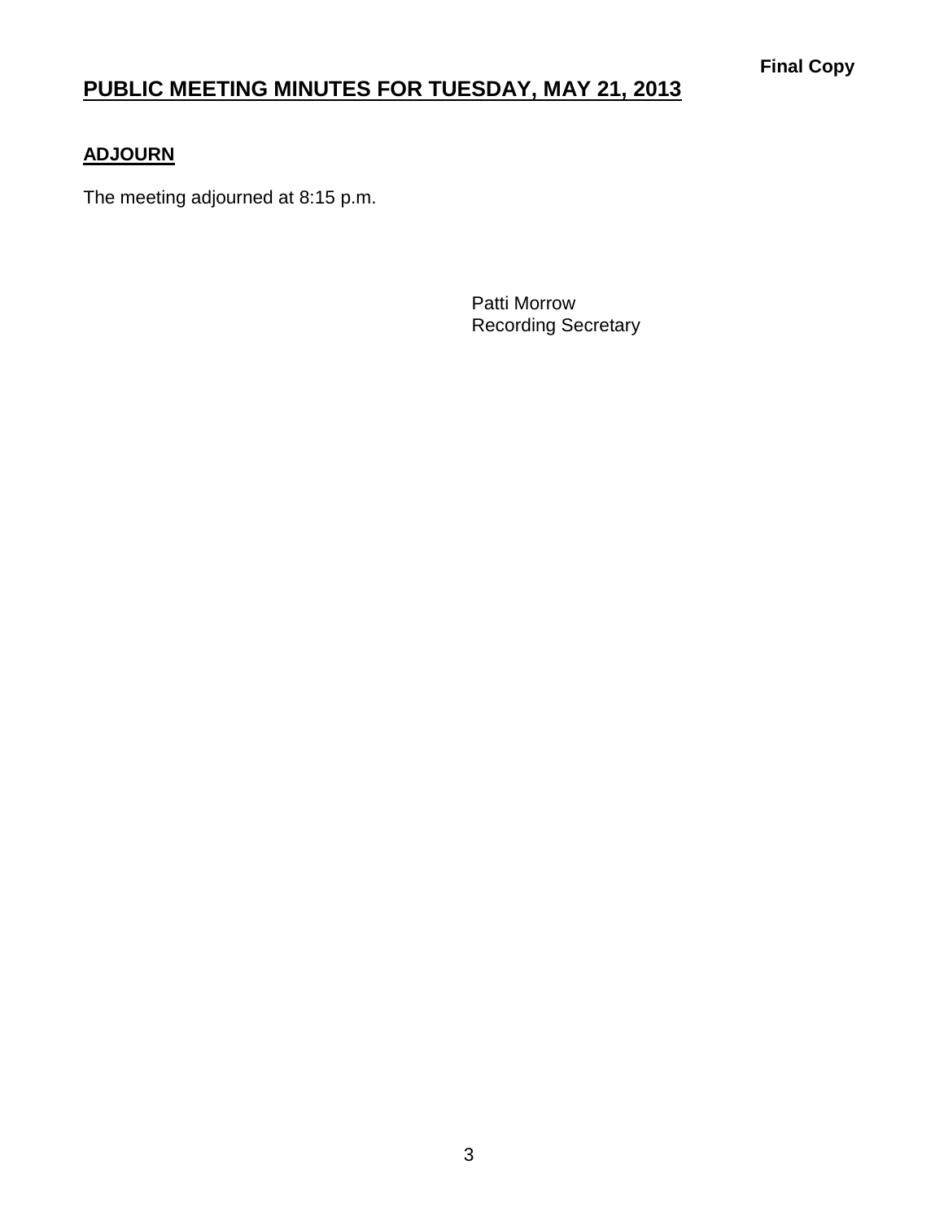**Final Copy**

# PUBLIC MEETING MINUTES FOR TUESDAY, MAY 21, 2013

## ADJOURN

The meeting adjourned at 8:15 p.m.

Patti Morrow
Recording Secretary